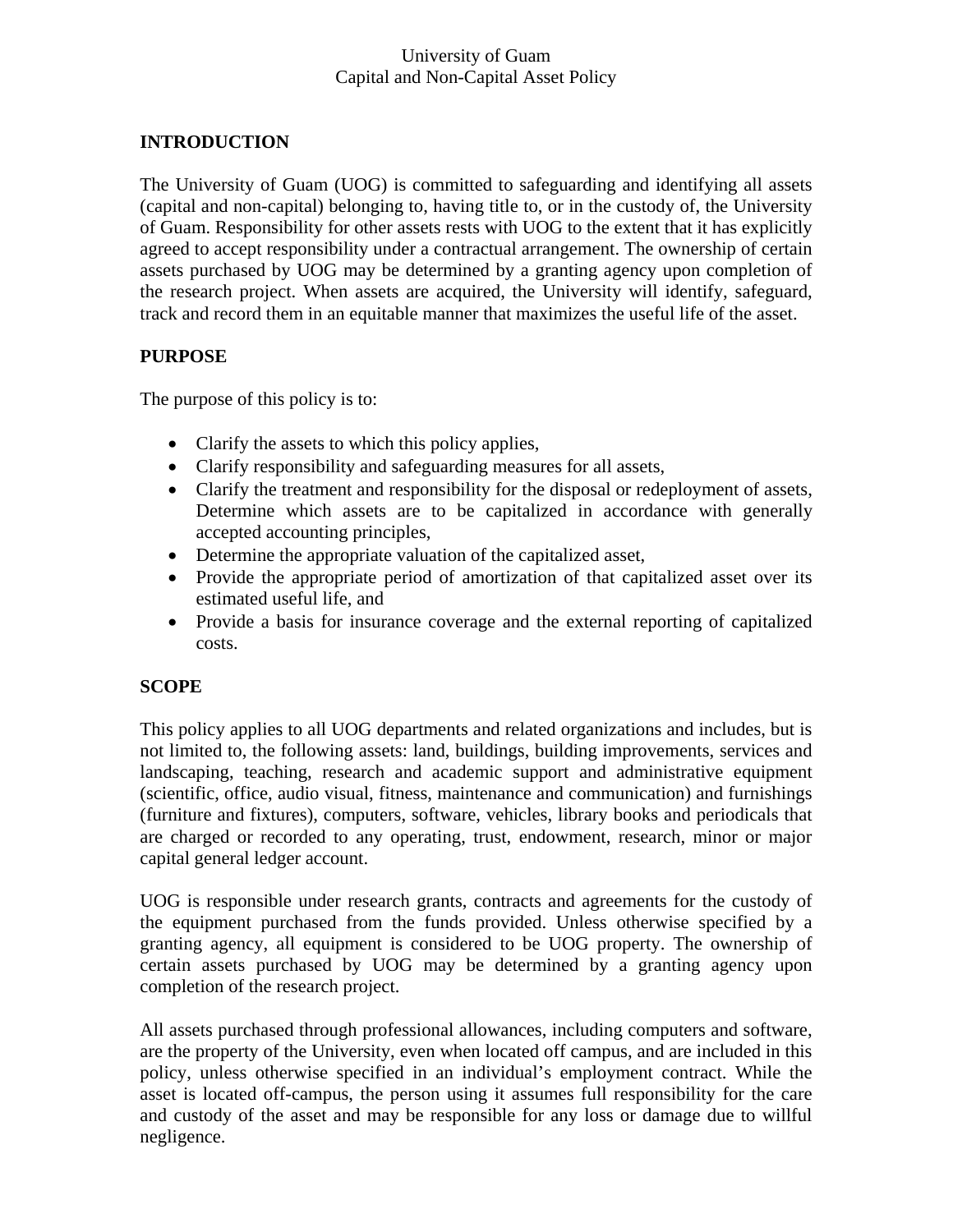# University of Guam
# Capital and Non-Capital Asset Policy

## INTRODUCTION

The University of Guam (UOG) is committed to safeguarding and identifying all assets (capital and non-capital) belonging to, having title to, or in the custody of, the University of Guam. Responsibility for other assets rests with UOG to the extent that it has explicitly agreed to accept responsibility under a contractual arrangement. The ownership of certain assets purchased by UOG may be determined by a granting agency upon completion of the research project. When assets are acquired, the University will identify, safeguard, track and record them in an equitable manner that maximizes the useful life of the asset.

## PURPOSE

The purpose of this policy is to:

- Clarify the assets to which this policy applies,
- Clarify responsibility and safeguarding measures for all assets,
- Clarify the treatment and responsibility for the disposal or redeployment of assets, Determine which assets are to be capitalized in accordance with generally accepted accounting principles,
- Determine the appropriate valuation of the capitalized asset,
- Provide the appropriate period of amortization of that capitalized asset over its estimated useful life, and
- Provide a basis for insurance coverage and the external reporting of capitalized costs.

## SCOPE

This policy applies to all UOG departments and related organizations and includes, but is not limited to, the following assets: land, buildings, building improvements, services and landscaping, teaching, research and academic support and administrative equipment (scientific, office, audio visual, fitness, maintenance and communication) and furnishings (furniture and fixtures), computers, software, vehicles, library books and periodicals that are charged or recorded to any operating, trust, endowment, research, minor or major capital general ledger account.

UOG is responsible under research grants, contracts and agreements for the custody of the equipment purchased from the funds provided. Unless otherwise specified by a granting agency, all equipment is considered to be UOG property. The ownership of certain assets purchased by UOG may be determined by a granting agency upon completion of the research project.

All assets purchased through professional allowances, including computers and software, are the property of the University, even when located off campus, and are included in this policy, unless otherwise specified in an individual's employment contract. While the asset is located off-campus, the person using it assumes full responsibility for the care and custody of the asset and may be responsible for any loss or damage due to willful negligence.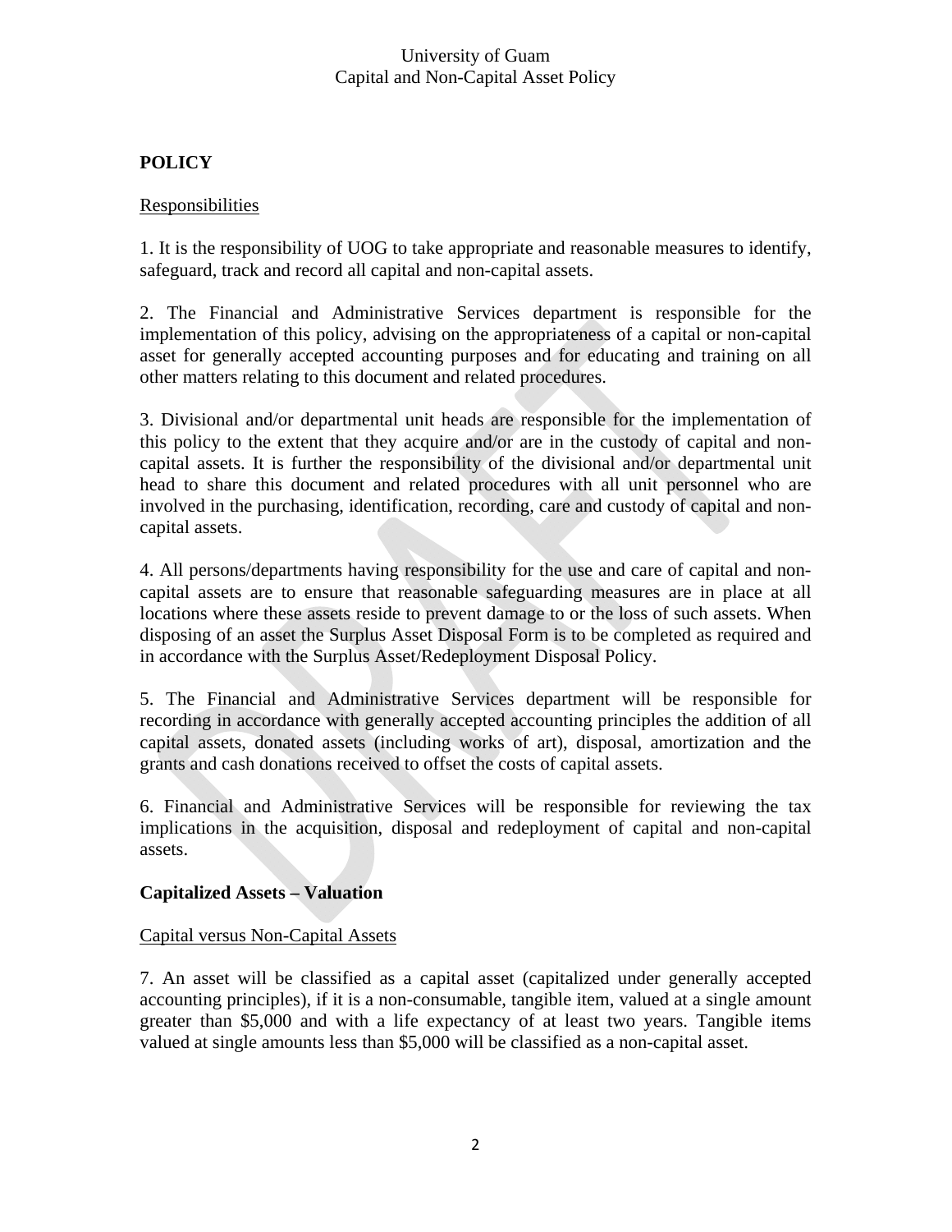## POLICY

Responsibilities

1. It is the responsibility of UOG to take appropriate and reasonable measures to identify, safeguard, track and record all capital and non-capital assets.

2. The Financial and Administrative Services department is responsible for the implementation of this policy, advising on the appropriateness of a capital or non-capital asset for generally accepted accounting purposes and for educating and training on all other matters relating to this document and related procedures.

3. Divisional and/or departmental unit heads are responsible for the implementation of this policy to the extent that they acquire and/or are in the custody of capital and non-capital assets. It is further the responsibility of the divisional and/or departmental unit head to share this document and related procedures with all unit personnel who are involved in the purchasing, identification, recording, care and custody of capital and non-capital assets.

4. All persons/departments having responsibility for the use and care of capital and non-capital assets are to ensure that reasonable safeguarding measures are in place at all locations where these assets reside to prevent damage to or the loss of such assets. When disposing of an asset the Surplus Asset Disposal Form is to be completed as required and in accordance with the Surplus Asset/Redeployment Disposal Policy.

5. The Financial and Administrative Services department will be responsible for recording in accordance with generally accepted accounting principles the addition of all capital assets, donated assets (including works of art), disposal, amortization and the grants and cash donations received to offset the costs of capital assets.

6. Financial and Administrative Services will be responsible for reviewing the tax implications in the acquisition, disposal and redeployment of capital and non-capital assets.

## Capitalized Assets – Valuation

Capital versus Non-Capital Assets

7. An asset will be classified as a capital asset (capitalized under generally accepted accounting principles), if it is a non-consumable, tangible item, valued at a single amount greater than $5,000 and with a life expectancy of at least two years. Tangible items valued at single amounts less than $5,000 will be classified as a non-capital asset.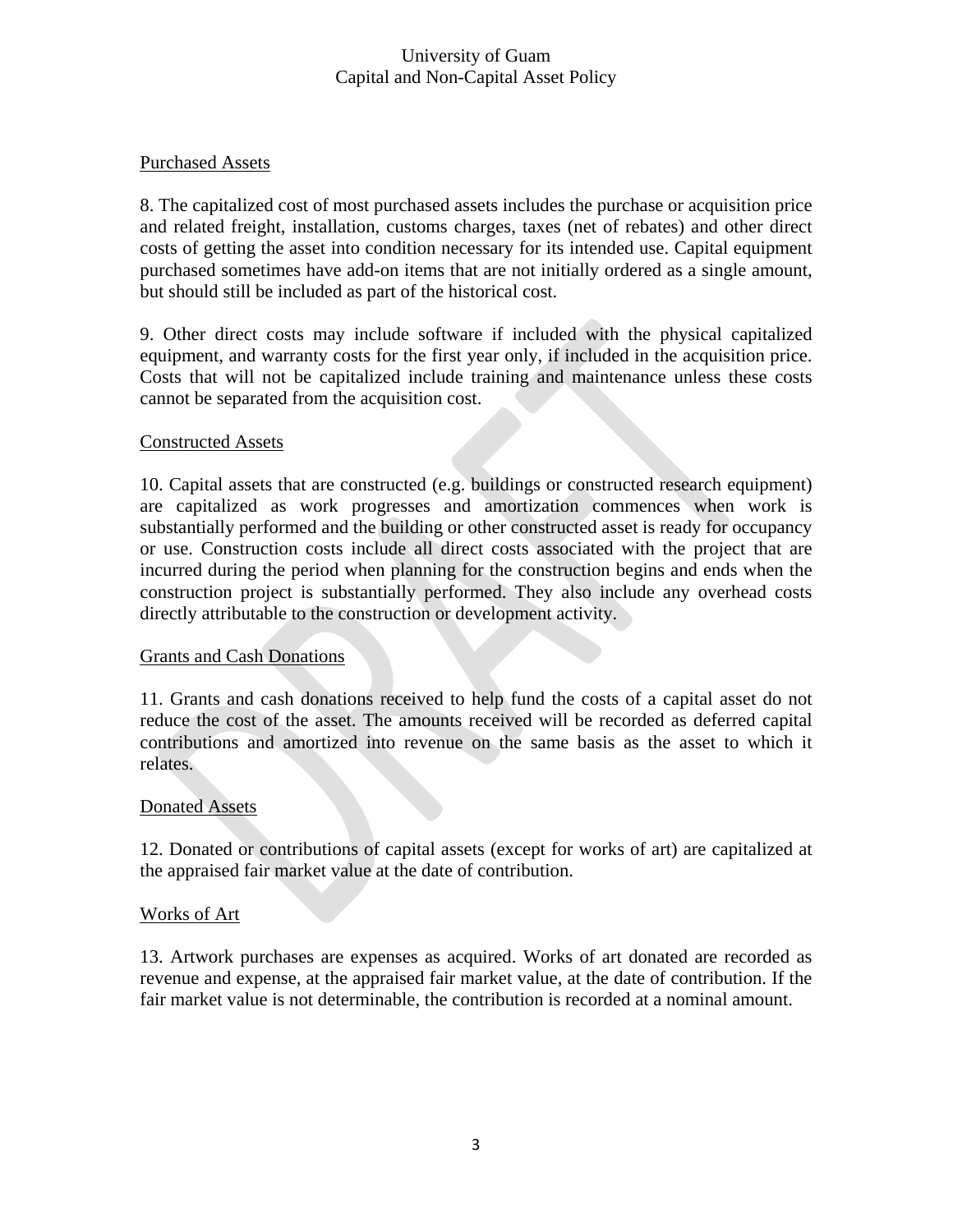Purchased Assets

8. The capitalized cost of most purchased assets includes the purchase or acquisition price and related freight, installation, customs charges, taxes (net of rebates) and other direct costs of getting the asset into condition necessary for its intended use. Capital equipment purchased sometimes have add-on items that are not initially ordered as a single amount, but should still be included as part of the historical cost.

9. Other direct costs may include software if included with the physical capitalized equipment, and warranty costs for the first year only, if included in the acquisition price. Costs that will not be capitalized include training and maintenance unless these costs cannot be separated from the acquisition cost.

Constructed Assets

10. Capital assets that are constructed (e.g. buildings or constructed research equipment) are capitalized as work progresses and amortization commences when work is substantially performed and the building or other constructed asset is ready for occupancy or use. Construction costs include all direct costs associated with the project that are incurred during the period when planning for the construction begins and ends when the construction project is substantially performed. They also include any overhead costs directly attributable to the construction or development activity.

Grants and Cash Donations

11. Grants and cash donations received to help fund the costs of a capital asset do not reduce the cost of the asset. The amounts received will be recorded as deferred capital contributions and amortized into revenue on the same basis as the asset to which it relates.

Donated Assets

12. Donated or contributions of capital assets (except for works of art) are capitalized at the appraised fair market value at the date of contribution.

Works of Art

13. Artwork purchases are expenses as acquired. Works of art donated are recorded as revenue and expense, at the appraised fair market value, at the date of contribution. If the fair market value is not determinable, the contribution is recorded at a nominal amount.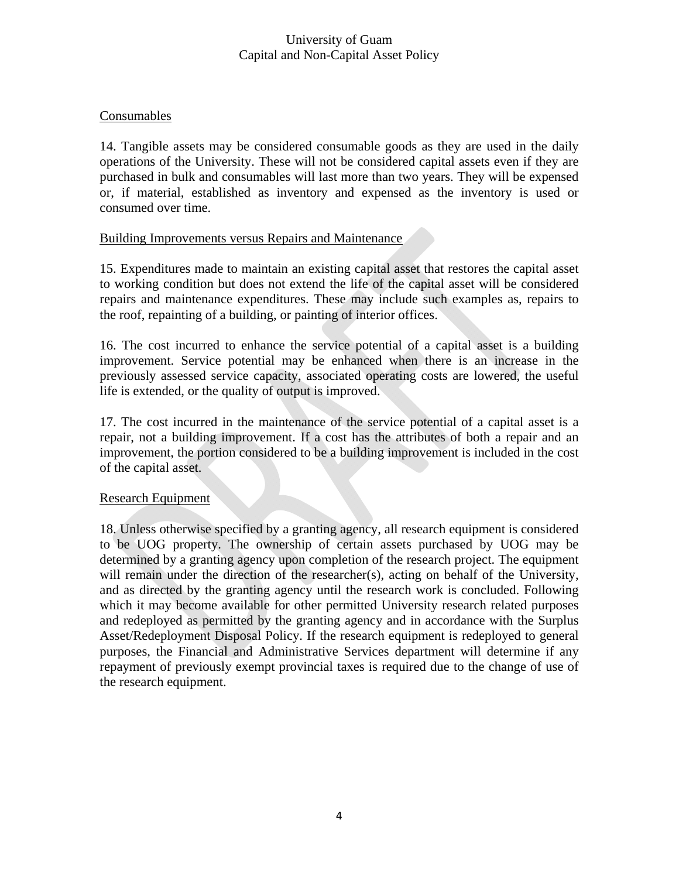Consumables

14. Tangible assets may be considered consumable goods as they are used in the daily operations of the University. These will not be considered capital assets even if they are purchased in bulk and consumables will last more than two years. They will be expensed or, if material, established as inventory and expensed as the inventory is used or consumed over time.

Building Improvements versus Repairs and Maintenance

15. Expenditures made to maintain an existing capital asset that restores the capital asset to working condition but does not extend the life of the capital asset will be considered repairs and maintenance expenditures. These may include such examples as, repairs to the roof, repainting of a building, or painting of interior offices.

16. The cost incurred to enhance the service potential of a capital asset is a building improvement. Service potential may be enhanced when there is an increase in the previously assessed service capacity, associated operating costs are lowered, the useful life is extended, or the quality of output is improved.

17. The cost incurred in the maintenance of the service potential of a capital asset is a repair, not a building improvement. If a cost has the attributes of both a repair and an improvement, the portion considered to be a building improvement is included in the cost of the capital asset.

Research Equipment

18. Unless otherwise specified by a granting agency, all research equipment is considered to be UOG property. The ownership of certain assets purchased by UOG may be determined by a granting agency upon completion of the research project. The equipment will remain under the direction of the researcher(s), acting on behalf of the University, and as directed by the granting agency until the research work is concluded. Following which it may become available for other permitted University research related purposes and redeployed as permitted by the granting agency and in accordance with the Surplus Asset/Redeployment Disposal Policy. If the research equipment is redeployed to general purposes, the Financial and Administrative Services department will determine if any repayment of previously exempt provincial taxes is required due to the change of use of the research equipment.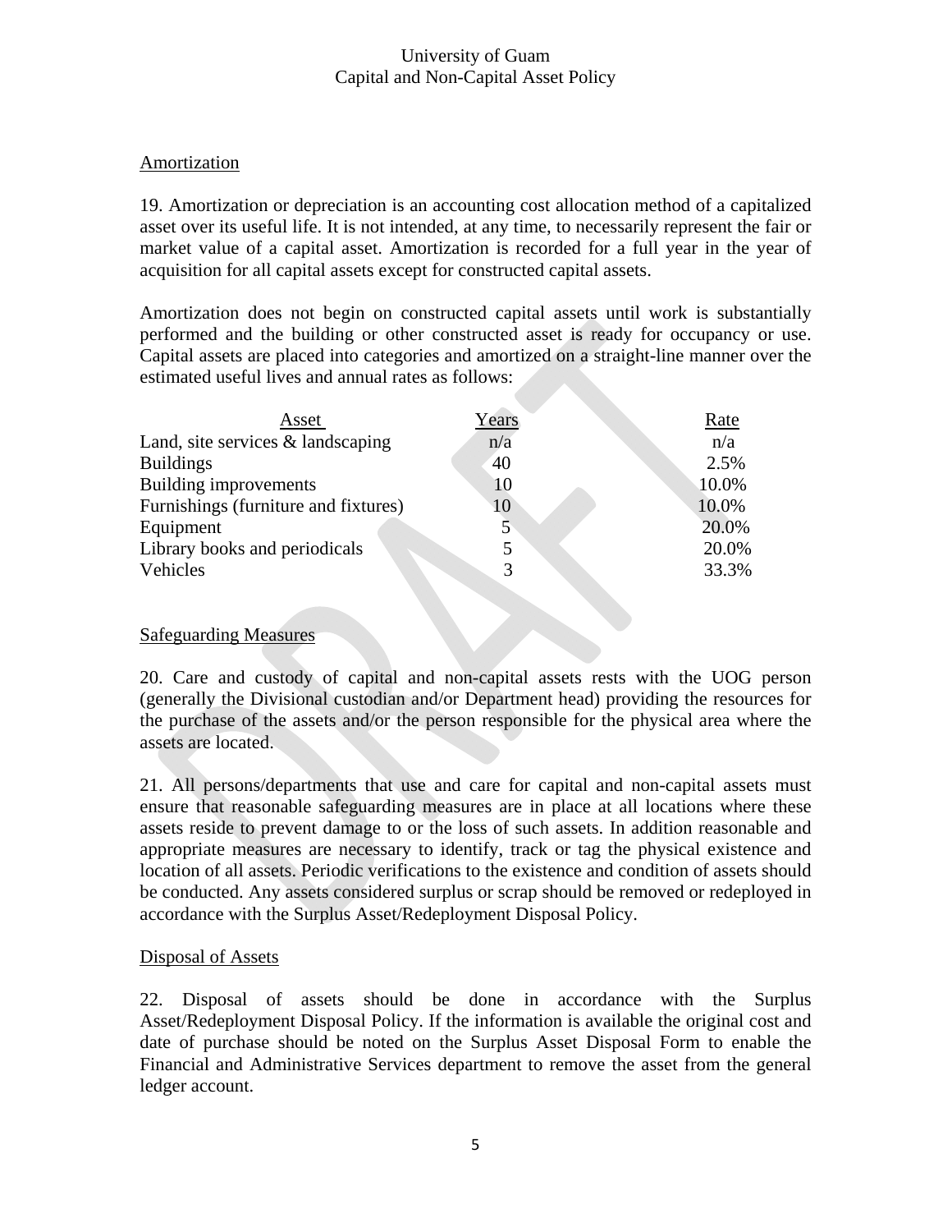## Amortization

19. Amortization or depreciation is an accounting cost allocation method of a capitalized asset over its useful life. It is not intended, at any time, to necessarily represent the fair or market value of a capital asset. Amortization is recorded for a full year in the year of acquisition for all capital assets except for constructed capital assets.

Amortization does not begin on constructed capital assets until work is substantially performed and the building or other constructed asset is ready for occupancy or use. Capital assets are placed into categories and amortized on a straight-line manner over the estimated useful lives and annual rates as follows:

| Asset | Years | Rate |
|---|---|---|
| Land, site services & landscaping | n/a | n/a |
| Buildings | 40 | 2.5% |
| Building improvements | 10 | 10.0% |
| Furnishings (furniture and fixtures) | 10 | 10.0% |
| Equipment | 5 | 20.0% |
| Library books and periodicals | 5 | 20.0% |
| Vehicles | 3 | 33.3% |

## Safeguarding Measures

20. Care and custody of capital and non-capital assets rests with the UOG person (generally the Divisional custodian and/or Department head) providing the resources for the purchase of the assets and/or the person responsible for the physical area where the assets are located.

21. All persons/departments that use and care for capital and non-capital assets must ensure that reasonable safeguarding measures are in place at all locations where these assets reside to prevent damage to or the loss of such assets. In addition reasonable and appropriate measures are necessary to identify, track or tag the physical existence and location of all assets. Periodic verifications to the existence and condition of assets should be conducted. Any assets considered surplus or scrap should be removed or redeployed in accordance with the Surplus Asset/Redeployment Disposal Policy.

## Disposal of Assets

22. Disposal of assets should be done in accordance with the Surplus Asset/Redeployment Disposal Policy. If the information is available the original cost and date of purchase should be noted on the Surplus Asset Disposal Form to enable the Financial and Administrative Services department to remove the asset from the general ledger account.